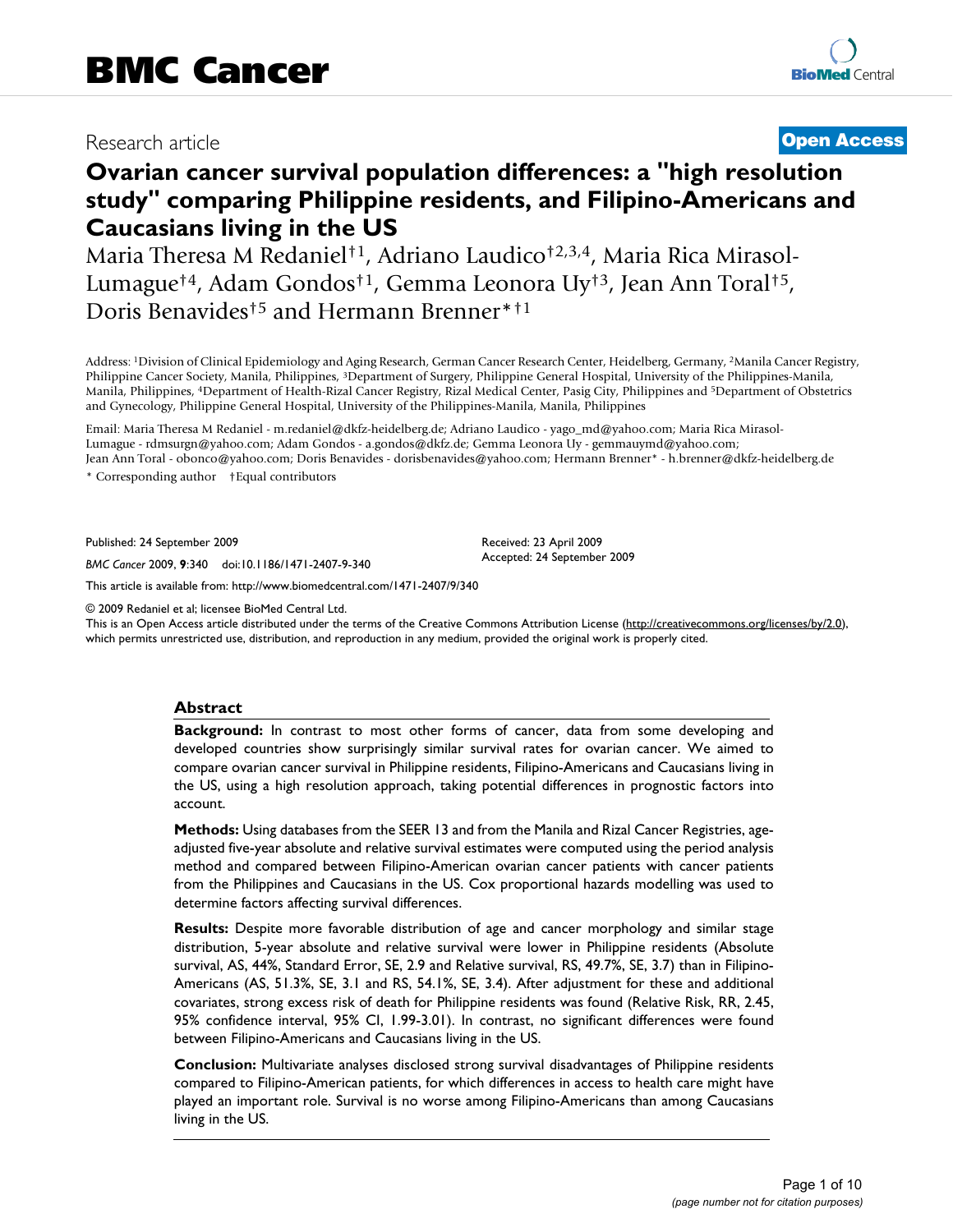BMC Cancer

Research article

**Open Access**

# Ovarian cancer survival population differences: a "high resolution study" comparing Philippine residents, and Filipino-Americans and Caucasians living in the US

Maria Theresa M Redaniel†[1], Adriano Laudico†[2,3,4], Maria Rica Mirasol-Lumague†[4], Adam Gondos†[1], Gemma Leonora Uy†[3], Jean Ann Toral†[5], Doris Benavides†[5] and Hermann Brenner*†[1]

Address: [1]Division of Clinical Epidemiology and Aging Research, German Cancer Research Center, Heidelberg, Germany, [2]Manila Cancer Registry, Philippine Cancer Society, Manila, Philippines, [3]Department of Surgery, Philippine General Hospital, University of the Philippines-Manila, Manila, Philippines, [4]Department of Health-Rizal Cancer Registry, Rizal Medical Center, Pasig City, Philippines and [5]Department of Obstetrics and Gynecology, Philippine General Hospital, University of the Philippines-Manila, Manila, Philippines

Email: Maria Theresa M Redaniel - m.redaniel@dkfz-heidelberg.de; Adriano Laudico - yago_md@yahoo.com; Maria Rica Mirasol-Lumague - rdmsurgn@yahoo.com; Adam Gondos - a.gondos@dkfz.de; Gemma Leonora Uy - gemmauymd@yahoo.com; Jean Ann Toral - obonco@yahoo.com; Doris Benavides - dorisbenavides@yahoo.com; Hermann Brenner* - h.brenner@dkfz-heidelberg.de

\* Corresponding author †Equal contributors

Published: 24 September 2009

*BMC Cancer* 2009, **9**:340 doi:10.1186/1471-2407-9-340

Received: 23 April 2009
Accepted: 24 September 2009

This article is available from: http://www.biomedcentral.com/1471-2407/9/340

© 2009 Redaniel et al; licensee BioMed Central Ltd.
This is an Open Access article distributed under the terms of the Creative Commons Attribution License (http://creativecommons.org/licenses/by/2.0), which permits unrestricted use, distribution, and reproduction in any medium, provided the original work is properly cited.

## Abstract

**Background:** In contrast to most other forms of cancer, data from some developing and developed countries show surprisingly similar survival rates for ovarian cancer. We aimed to compare ovarian cancer survival in Philippine residents, Filipino-Americans and Caucasians living in the US, using a high resolution approach, taking potential differences in prognostic factors into account.

**Methods:** Using databases from the SEER 13 and from the Manila and Rizal Cancer Registries, age-adjusted five-year absolute and relative survival estimates were computed using the period analysis method and compared between Filipino-American ovarian cancer patients with cancer patients from the Philippines and Caucasians in the US. Cox proportional hazards modelling was used to determine factors affecting survival differences.

**Results:** Despite more favorable distribution of age and cancer morphology and similar stage distribution, 5-year absolute and relative survival were lower in Philippine residents (Absolute survival, AS, 44%, Standard Error, SE, 2.9 and Relative survival, RS, 49.7%, SE, 3.7) than in Filipino-Americans (AS, 51.3%, SE, 3.1 and RS, 54.1%, SE, 3.4). After adjustment for these and additional covariates, strong excess risk of death for Philippine residents was found (Relative Risk, RR, 2.45, 95% confidence interval, 95% CI, 1.99-3.01). In contrast, no significant differences were found between Filipino-Americans and Caucasians living in the US.

**Conclusion:** Multivariate analyses disclosed strong survival disadvantages of Philippine residents compared to Filipino-American patients, for which differences in access to health care might have played an important role. Survival is no worse among Filipino-Americans than among Caucasians living in the US.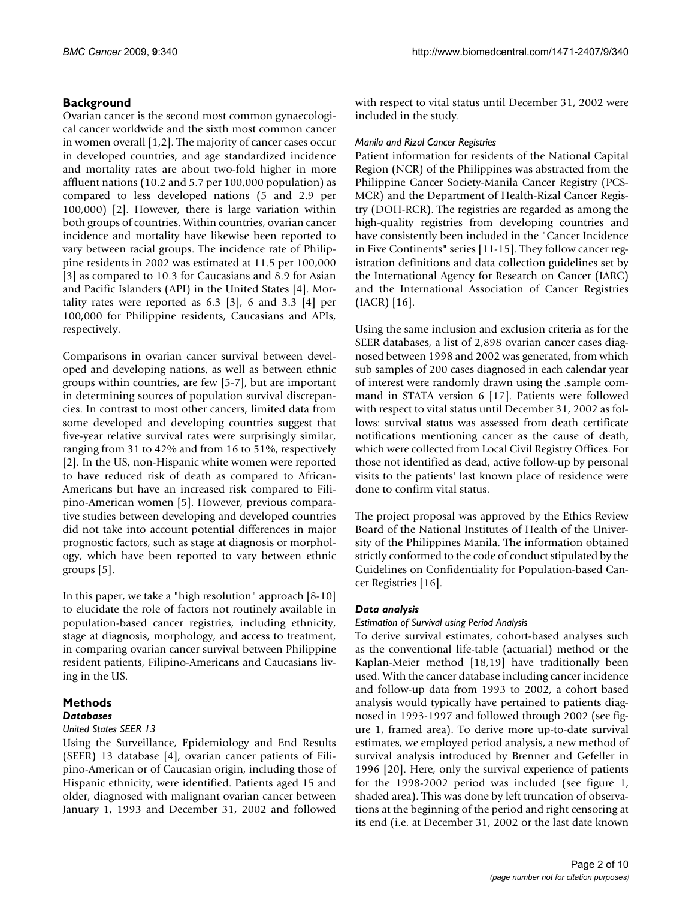## Background

Ovarian cancer is the second most common gynaecological cancer worldwide and the sixth most common cancer in women overall [1,2]. The majority of cancer cases occur in developed countries, and age standardized incidence and mortality rates are about two-fold higher in more affluent nations (10.2 and 5.7 per 100,000 population) as compared to less developed nations (5 and 2.9 per 100,000) [2]. However, there is large variation within both groups of countries. Within countries, ovarian cancer incidence and mortality have likewise been reported to vary between racial groups. The incidence rate of Philippine residents in 2002 was estimated at 11.5 per 100,000 [3] as compared to 10.3 for Caucasians and 8.9 for Asian and Pacific Islanders (API) in the United States [4]. Mortality rates were reported as 6.3 [3], 6 and 3.3 [4] per 100,000 for Philippine residents, Caucasians and APIs, respectively.

Comparisons in ovarian cancer survival between developed and developing nations, as well as between ethnic groups within countries, are few [5-7], but are important in determining sources of population survival discrepancies. In contrast to most other cancers, limited data from some developed and developing countries suggest that five-year relative survival rates were surprisingly similar, ranging from 31 to 42% and from 16 to 51%, respectively [2]. In the US, non-Hispanic white women were reported to have reduced risk of death as compared to African-Americans but have an increased risk compared to Filipino-American women [5]. However, previous comparative studies between developing and developed countries did not take into account potential differences in major prognostic factors, such as stage at diagnosis or morphology, which have been reported to vary between ethnic groups [5].

In this paper, we take a "high resolution" approach [8-10] to elucidate the role of factors not routinely available in population-based cancer registries, including ethnicity, stage at diagnosis, morphology, and access to treatment, in comparing ovarian cancer survival between Philippine resident patients, Filipino-Americans and Caucasians living in the US.

## Methods

### Databases

*United States SEER 13*

Using the Surveillance, Epidemiology and End Results (SEER) 13 database [4], ovarian cancer patients of Filipino-American or of Caucasian origin, including those of Hispanic ethnicity, were identified. Patients aged 15 and older, diagnosed with malignant ovarian cancer between January 1, 1993 and December 31, 2002 and followed with respect to vital status until December 31, 2002 were included in the study.

*Manila and Rizal Cancer Registries*

Patient information for residents of the National Capital Region (NCR) of the Philippines was abstracted from the Philippine Cancer Society-Manila Cancer Registry (PCS-MCR) and the Department of Health-Rizal Cancer Registry (DOH-RCR). The registries are regarded as among the high-quality registries from developing countries and have consistently been included in the "Cancer Incidence in Five Continents" series [11-15]. They follow cancer registration definitions and data collection guidelines set by the International Agency for Research on Cancer (IARC) and the International Association of Cancer Registries (IACR) [16].

Using the same inclusion and exclusion criteria as for the SEER databases, a list of 2,898 ovarian cancer cases diagnosed between 1998 and 2002 was generated, from which sub samples of 200 cases diagnosed in each calendar year of interest were randomly drawn using the .sample command in STATA version 6 [17]. Patients were followed with respect to vital status until December 31, 2002 as follows: survival status was assessed from death certificate notifications mentioning cancer as the cause of death, which were collected from Local Civil Registry Offices. For those not identified as dead, active follow-up by personal visits to the patients' last known place of residence were done to confirm vital status.

The project proposal was approved by the Ethics Review Board of the National Institutes of Health of the University of the Philippines Manila. The information obtained strictly conformed to the code of conduct stipulated by the Guidelines on Confidentiality for Population-based Cancer Registries [16].

### Data analysis

*Estimation of Survival using Period Analysis*

To derive survival estimates, cohort-based analyses such as the conventional life-table (actuarial) method or the Kaplan-Meier method [18,19] have traditionally been used. With the cancer database including cancer incidence and follow-up data from 1993 to 2002, a cohort based analysis would typically have pertained to patients diagnosed in 1993-1997 and followed through 2002 (see figure 1, framed area). To derive more up-to-date survival estimates, we employed period analysis, a new method of survival analysis introduced by Brenner and Gefeller in 1996 [20]. Here, only the survival experience of patients for the 1998-2002 period was included (see figure 1, shaded area). This was done by left truncation of observations at the beginning of the period and right censoring at its end (i.e. at December 31, 2002 or the last date known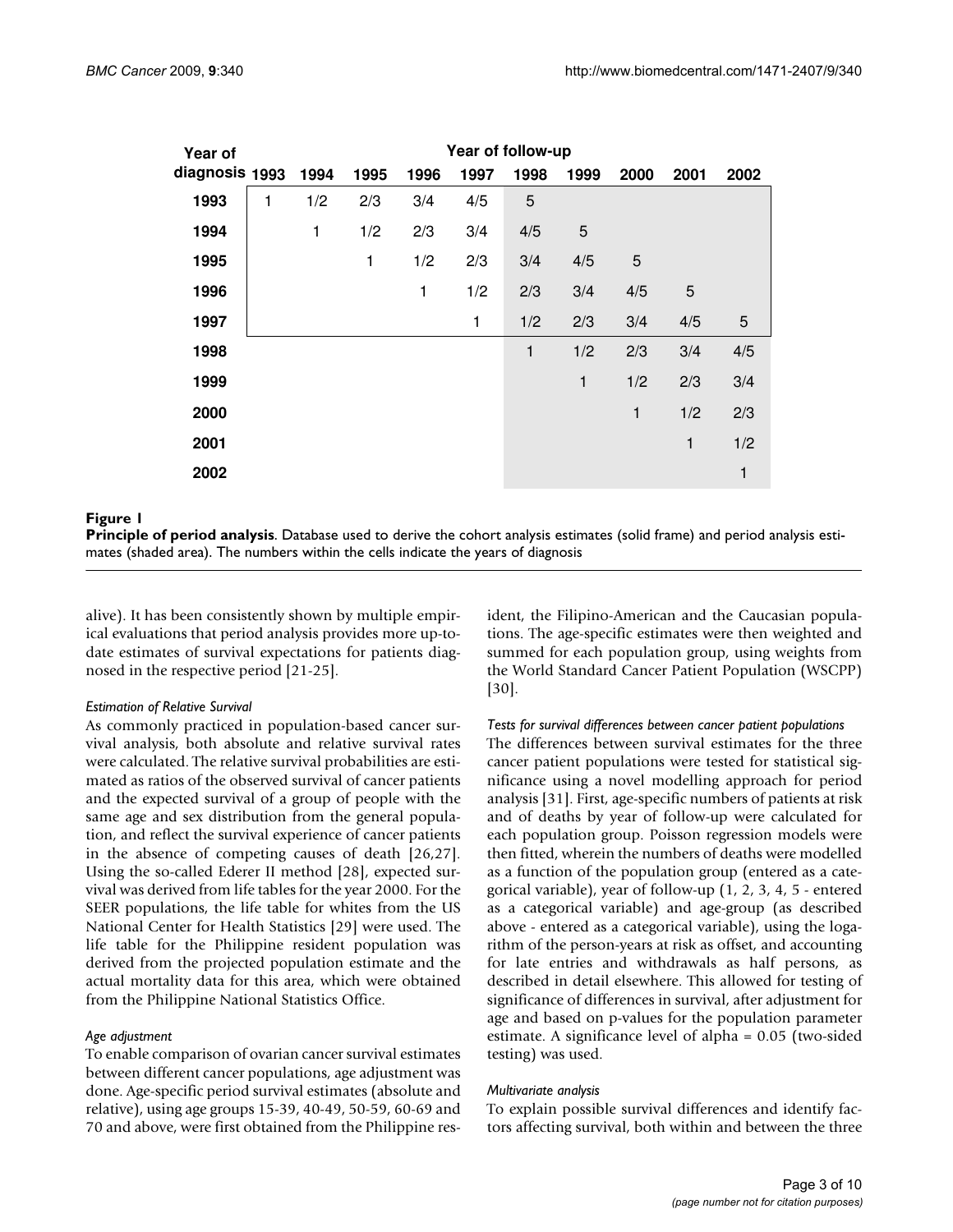| Year of diagnosis | Year of follow-up | | | | | | | | | |
|---|---|---|---|---|---|---|---|---|---|---|
| | 1993 | 1994 | 1995 | 1996 | 1997 | 1998 | 1999 | 2000 | 2001 | 2002 |
| 1993 | 1 | 1/2 | 2/3 | 3/4 | 4/5 | 5 | | | | |
| 1994 | | 1 | 1/2 | 2/3 | 3/4 | 4/5 | 5 | | | |
| 1995 | | | 1 | 1/2 | 2/3 | 3/4 | 4/5 | 5 | | |
| 1996 | | | | 1 | 1/2 | 2/3 | 3/4 | 4/5 | 5 | |
| 1997 | | | | | 1 | 1/2 | 2/3 | 3/4 | 4/5 | 5 |
| 1998 | | | | | | 1 | 1/2 | 2/3 | 3/4 | 4/5 |
| 1999 | | | | | | | 1 | 1/2 | 2/3 | 3/4 |
| 2000 | | | | | | | | 1 | 1/2 | 2/3 |
| 2001 | | | | | | | | | 1 | 1/2 |
| 2002 | | | | | | | | | | 1 |

**Figure 1**

**Principle of period analysis**. Database used to derive the cohort analysis estimates (solid frame) and period analysis estimates (shaded area). The numbers within the cells indicate the years of diagnosis

alive). It has been consistently shown by multiple empirical evaluations that period analysis provides more up-to-date estimates of survival expectations for patients diagnosed in the respective period [21-25].

*Estimation of Relative Survival*

As commonly practiced in population-based cancer survival analysis, both absolute and relative survival rates were calculated. The relative survival probabilities are estimated as ratios of the observed survival of cancer patients and the expected survival of a group of people with the same age and sex distribution from the general population, and reflect the survival experience of cancer patients in the absence of competing causes of death [26,27]. Using the so-called Ederer II method [28], expected survival was derived from life tables for the year 2000. For the SEER populations, the life table for whites from the US National Center for Health Statistics [29] were used. The life table for the Philippine resident population was derived from the projected population estimate and the actual mortality data for this area, which were obtained from the Philippine National Statistics Office.

*Age adjustment*

To enable comparison of ovarian cancer survival estimates between different cancer populations, age adjustment was done. Age-specific period survival estimates (absolute and relative), using age groups 15-39, 40-49, 50-59, 60-69 and 70 and above, were first obtained from the Philippine resident, the Filipino-American and the Caucasian populations. The age-specific estimates were then weighted and summed for each population group, using weights from the World Standard Cancer Patient Population (WSCPP) [30].

*Tests for survival differences between cancer patient populations*

The differences between survival estimates for the three cancer patient populations were tested for statistical significance using a novel modelling approach for period analysis [31]. First, age-specific numbers of patients at risk and of deaths by year of follow-up were calculated for each population group. Poisson regression models were then fitted, wherein the numbers of deaths were modelled as a function of the population group (entered as a categorical variable), year of follow-up (1, 2, 3, 4, 5 - entered as a categorical variable) and age-group (as described above - entered as a categorical variable), using the logarithm of the person-years at risk as offset, and accounting for late entries and withdrawals as half persons, as described in detail elsewhere. This allowed for testing of significance of differences in survival, after adjustment for age and based on p-values for the population parameter estimate. A significance level of alpha = 0.05 (two-sided testing) was used.

*Multivariate analysis*

To explain possible survival differences and identify factors affecting survival, both within and between the three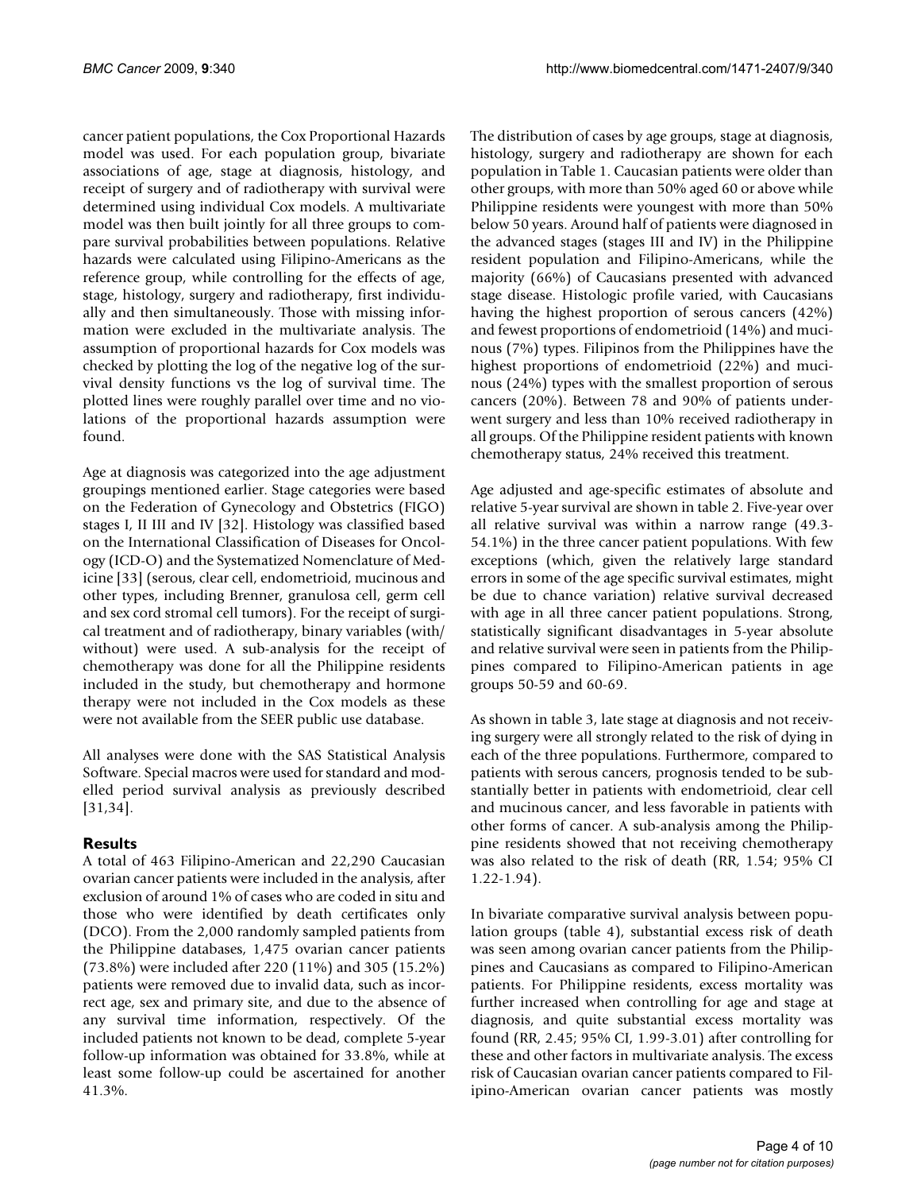cancer patient populations, the Cox Proportional Hazards model was used. For each population group, bivariate associations of age, stage at diagnosis, histology, and receipt of surgery and of radiotherapy with survival were determined using individual Cox models. A multivariate model was then built jointly for all three groups to compare survival probabilities between populations. Relative hazards were calculated using Filipino-Americans as the reference group, while controlling for the effects of age, stage, histology, surgery and radiotherapy, first individually and then simultaneously. Those with missing information were excluded in the multivariate analysis. The assumption of proportional hazards for Cox models was checked by plotting the log of the negative log of the survival density functions vs the log of survival time. The plotted lines were roughly parallel over time and no violations of the proportional hazards assumption were found.

Age at diagnosis was categorized into the age adjustment groupings mentioned earlier. Stage categories were based on the Federation of Gynecology and Obstetrics (FIGO) stages I, II III and IV [32]. Histology was classified based on the International Classification of Diseases for Oncology (ICD-O) and the Systematized Nomenclature of Medicine [33] (serous, clear cell, endometrioid, mucinous and other types, including Brenner, granulosa cell, germ cell and sex cord stromal cell tumors). For the receipt of surgical treatment and of radiotherapy, binary variables (with/without) were used. A sub-analysis for the receipt of chemotherapy was done for all the Philippine residents included in the study, but chemotherapy and hormone therapy were not included in the Cox models as these were not available from the SEER public use database.

All analyses were done with the SAS Statistical Analysis Software. Special macros were used for standard and modelled period survival analysis as previously described [31,34].

## Results

A total of 463 Filipino-American and 22,290 Caucasian ovarian cancer patients were included in the analysis, after exclusion of around 1% of cases who are coded in situ and those who were identified by death certificates only (DCO). From the 2,000 randomly sampled patients from the Philippine databases, 1,475 ovarian cancer patients (73.8%) were included after 220 (11%) and 305 (15.2%) patients were removed due to invalid data, such as incorrect age, sex and primary site, and due to the absence of any survival time information, respectively. Of the included patients not known to be dead, complete 5-year follow-up information was obtained for 33.8%, while at least some follow-up could be ascertained for another 41.3%.

The distribution of cases by age groups, stage at diagnosis, histology, surgery and radiotherapy are shown for each population in Table 1. Caucasian patients were older than other groups, with more than 50% aged 60 or above while Philippine residents were youngest with more than 50% below 50 years. Around half of patients were diagnosed in the advanced stages (stages III and IV) in the Philippine resident population and Filipino-Americans, while the majority (66%) of Caucasians presented with advanced stage disease. Histologic profile varied, with Caucasians having the highest proportion of serous cancers (42%) and fewest proportions of endometrioid (14%) and mucinous (7%) types. Filipinos from the Philippines have the highest proportions of endometrioid (22%) and mucinous (24%) types with the smallest proportion of serous cancers (20%). Between 78 and 90% of patients underwent surgery and less than 10% received radiotherapy in all groups. Of the Philippine resident patients with known chemotherapy status, 24% received this treatment.

Age adjusted and age-specific estimates of absolute and relative 5-year survival are shown in table 2. Five-year over all relative survival was within a narrow range (49.3-54.1%) in the three cancer patient populations. With few exceptions (which, given the relatively large standard errors in some of the age specific survival estimates, might be due to chance variation) relative survival decreased with age in all three cancer patient populations. Strong, statistically significant disadvantages in 5-year absolute and relative survival were seen in patients from the Philippines compared to Filipino-American patients in age groups 50-59 and 60-69.

As shown in table 3, late stage at diagnosis and not receiving surgery were all strongly related to the risk of dying in each of the three populations. Furthermore, compared to patients with serous cancers, prognosis tended to be substantially better in patients with endometrioid, clear cell and mucinous cancer, and less favorable in patients with other forms of cancer. A sub-analysis among the Philippine residents showed that not receiving chemotherapy was also related to the risk of death (RR, 1.54; 95% CI 1.22-1.94).

In bivariate comparative survival analysis between population groups (table 4), substantial excess risk of death was seen among ovarian cancer patients from the Philippines and Caucasians as compared to Filipino-American patients. For Philippine residents, excess mortality was further increased when controlling for age and stage at diagnosis, and quite substantial excess mortality was found (RR, 2.45; 95% CI, 1.99-3.01) after controlling for these and other factors in multivariate analysis. The excess risk of Caucasian ovarian cancer patients compared to Filipino-American ovarian cancer patients was mostly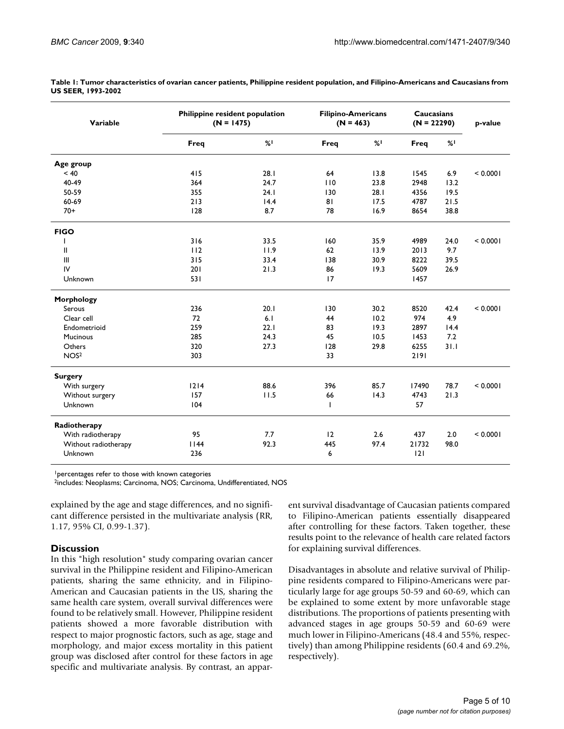**Table 1: Tumor characteristics of ovarian cancer patients, Philippine resident population, and Filipino-Americans and Caucasians from US SEER, 1993-2002**

| Variable | Philippine resident population (N = 1475) | | Filipino-Americans (N = 463) | | Caucasians (N = 22290) | | p-value |
|---|---|---|---|---|---|---|---|
| | Freq | %[1] | Freq | %[1] | Freq | %[1] | |
| **Age group** | | | | | | | |
| < 40 | 415 | 28.1 | 64 | 13.8 | 1545 | 6.9 | < 0.0001 |
| 40-49 | 364 | 24.7 | 110 | 23.8 | 2948 | 13.2 | |
| 50-59 | 355 | 24.1 | 130 | 28.1 | 4356 | 19.5 | |
| 60-69 | 213 | 14.4 | 81 | 17.5 | 4787 | 21.5 | |
| 70+ | 128 | 8.7 | 78 | 16.9 | 8654 | 38.8 | |
| **FIGO** | | | | | | | |
| I | 316 | 33.5 | 160 | 35.9 | 4989 | 24.0 | < 0.0001 |
| II | 112 | 11.9 | 62 | 13.9 | 2013 | 9.7 | |
| III | 315 | 33.4 | 138 | 30.9 | 8222 | 39.5 | |
| IV | 201 | 21.3 | 86 | 19.3 | 5609 | 26.9 | |
| Unknown | 531 | | 17 | | 1457 | | |
| **Morphology** | | | | | | | |
| Serous | 236 | 20.1 | 130 | 30.2 | 8520 | 42.4 | < 0.0001 |
| Clear cell | 72 | 6.1 | 44 | 10.2 | 974 | 4.9 | |
| Endometrioid | 259 | 22.1 | 83 | 19.3 | 2897 | 14.4 | |
| Mucinous | 285 | 24.3 | 45 | 10.5 | 1453 | 7.2 | |
| Others | 320 | 27.3 | 128 | 29.8 | 6255 | 31.1 | |
| NOS[2] | 303 | | 33 | | 2191 | | |
| **Surgery** | | | | | | | |
| With surgery | 1214 | 88.6 | 396 | 85.7 | 17490 | 78.7 | < 0.0001 |
| Without surgery | 157 | 11.5 | 66 | 14.3 | 4743 | 21.3 | |
| Unknown | 104 | | 1 | | 57 | | |
| **Radiotherapy** | | | | | | | |
| With radiotherapy | 95 | 7.7 | 12 | 2.6 | 437 | 2.0 | < 0.0001 |
| Without radiotherapy | 1144 | 92.3 | 445 | 97.4 | 21732 | 98.0 | |
| Unknown | 236 | | 6 | | 121 | | |

[1]percentages refer to those with known categories
[2]includes: Neoplasms; Carcinoma, NOS; Carcinoma, Undifferentiated, NOS

explained by the age and stage differences, and no significant difference persisted in the multivariate analysis (RR, 1.17, 95% CI, 0.99-1.37).

## Discussion

In this "high resolution" study comparing ovarian cancer survival in the Philippine resident and Filipino-American patients, sharing the same ethnicity, and in Filipino-American and Caucasian patients in the US, sharing the same health care system, overall survival differences were found to be relatively small. However, Philippine resident patients showed a more favorable distribution with respect to major prognostic factors, such as age, stage and morphology, and major excess mortality in this patient group was disclosed after control for these factors in age specific and multivariate analysis. By contrast, an apparent survival disadvantage of Caucasian patients compared to Filipino-American patients essentially disappeared after controlling for these factors. Taken together, these results point to the relevance of health care related factors for explaining survival differences.

Disadvantages in absolute and relative survival of Philippine residents compared to Filipino-Americans were particularly large for age groups 50-59 and 60-69, which can be explained to some extent by more unfavorable stage distributions. The proportions of patients presenting with advanced stages in age groups 50-59 and 60-69 were much lower in Filipino-Americans (48.4 and 55%, respectively) than among Philippine residents (60.4 and 69.2%, respectively).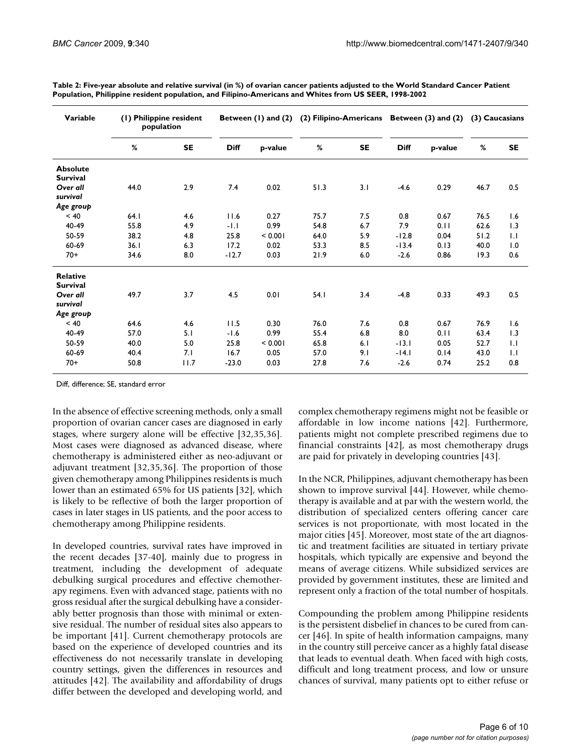**Table 2: Five-year absolute and relative survival (in %) of ovarian cancer patients adjusted to the World Standard Cancer Patient Population, Philippine resident population, and Filipino-Americans and Whites from US SEER, 1998-2002**

| Variable | (1) Philippine resident population | | Between (1) and (2) | | (2) Filipino-Americans | | Between (3) and (2) | | (3) Caucasians | |
|---|---|---|---|---|---|---|---|---|---|---|
| | % | SE | Diff | p-value | % | SE | Diff | p-value | % | SE |
| **Absolute Survival** | | | | | | | | | | |
| *Over all survival* | 44.0 | 2.9 | 7.4 | 0.02 | 51.3 | 3.1 | -4.6 | 0.29 | 46.7 | 0.5 |
| *Age group* | | | | | | | | | | |
| < 40 | 64.1 | 4.6 | 11.6 | 0.27 | 75.7 | 7.5 | 0.8 | 0.67 | 76.5 | 1.6 |
| 40-49 | 55.8 | 4.9 | -1.1 | 0.99 | 54.8 | 6.7 | 7.9 | 0.11 | 62.6 | 1.3 |
| 50-59 | 38.2 | 4.8 | 25.8 | < 0.001 | 64.0 | 5.9 | -12.8 | 0.04 | 51.2 | 1.1 |
| 60-69 | 36.1 | 6.3 | 17.2 | 0.02 | 53.3 | 8.5 | -13.4 | 0.13 | 40.0 | 1.0 |
| 70+ | 34.6 | 8.0 | -12.7 | 0.03 | 21.9 | 6.0 | -2.6 | 0.86 | 19.3 | 0.6 |
| **Relative Survival** | | | | | | | | | | |
| *Over all survival* | 49.7 | 3.7 | 4.5 | 0.01 | 54.1 | 3.4 | -4.8 | 0.33 | 49.3 | 0.5 |
| *Age group* | | | | | | | | | | |
| < 40 | 64.6 | 4.6 | 11.5 | 0.30 | 76.0 | 7.6 | 0.8 | 0.67 | 76.9 | 1.6 |
| 40-49 | 57.0 | 5.1 | -1.6 | 0.99 | 55.4 | 6.8 | 8.0 | 0.11 | 63.4 | 1.3 |
| 50-59 | 40.0 | 5.0 | 25.8 | < 0.001 | 65.8 | 6.1 | -13.1 | 0.05 | 52.7 | 1.1 |
| 60-69 | 40.4 | 7.1 | 16.7 | 0.05 | 57.0 | 9.1 | -14.1 | 0.14 | 43.0 | 1.1 |
| 70+ | 50.8 | 11.7 | -23.0 | 0.03 | 27.8 | 7.6 | -2.6 | 0.74 | 25.2 | 0.8 |

Diff, difference; SE, standard error

In the absence of effective screening methods, only a small proportion of ovarian cancer cases are diagnosed in early stages, where surgery alone will be effective [32,35,36]. Most cases were diagnosed as advanced disease, where chemotherapy is administered either as neo-adjuvant or adjuvant treatment [32,35,36]. The proportion of those given chemotherapy among Philippines residents is much lower than an estimated 65% for US patients [32], which is likely to be reflective of both the larger proportion of cases in later stages in US patients, and the poor access to chemotherapy among Philippine residents.

In developed countries, survival rates have improved in the recent decades [37-40], mainly due to progress in treatment, including the development of adequate debulking surgical procedures and effective chemotherapy regimens. Even with advanced stage, patients with no gross residual after the surgical debulking have a considerably better prognosis than those with minimal or extensive residual. The number of residual sites also appears to be important [41]. Current chemotherapy protocols are based on the experience of developed countries and its effectiveness do not necessarily translate in developing country settings, given the differences in resources and attitudes [42]. The availability and affordability of drugs differ between the developed and developing world, and complex chemotherapy regimens might not be feasible or affordable in low income nations [42]. Furthermore, patients might not complete prescribed regimens due to financial constraints [42], as most chemotherapy drugs are paid for privately in developing countries [43].

In the NCR, Philippines, adjuvant chemotherapy has been shown to improve survival [44]. However, while chemotherapy is available and at par with the western world, the distribution of specialized centers offering cancer care services is not proportionate, with most located in the major cities [45]. Moreover, most state of the art diagnostic and treatment facilities are situated in tertiary private hospitals, which typically are expensive and beyond the means of average citizens. While subsidized services are provided by government institutes, these are limited and represent only a fraction of the total number of hospitals.

Compounding the problem among Philippine residents is the persistent disbelief in chances to be cured from cancer [46]. In spite of health information campaigns, many in the country still perceive cancer as a highly fatal disease that leads to eventual death. When faced with high costs, difficult and long treatment process, and low or unsure chances of survival, many patients opt to either refuse or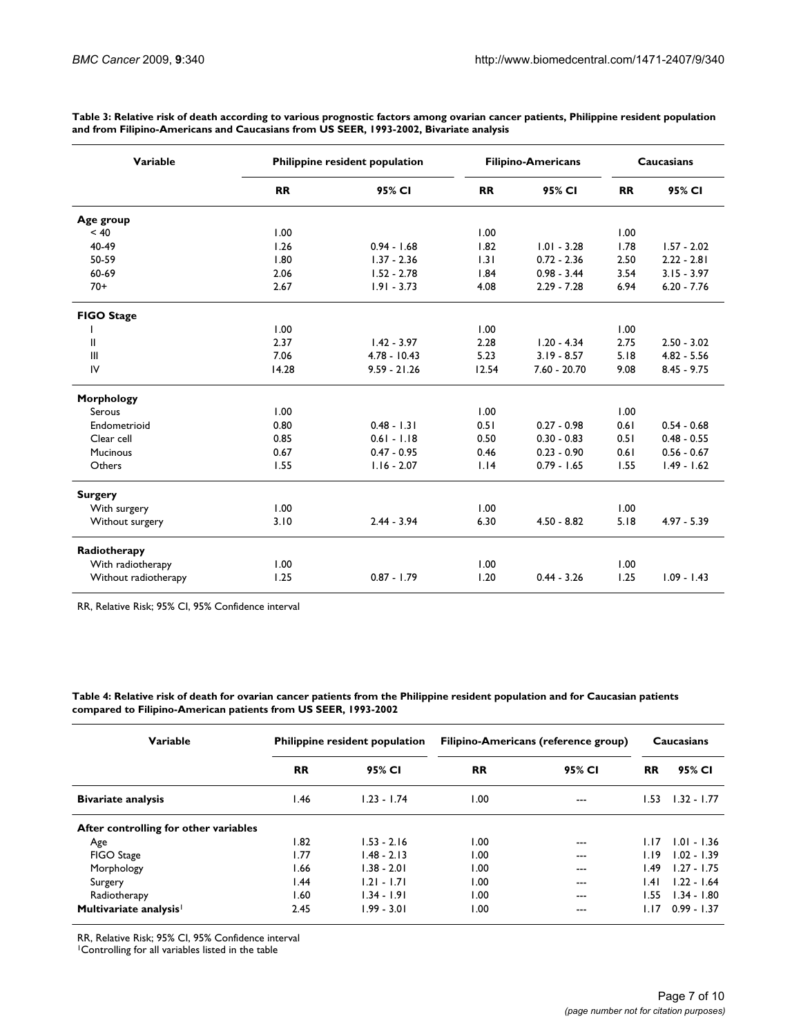**Table 3: Relative risk of death according to various prognostic factors among ovarian cancer patients, Philippine resident population and from Filipino-Americans and Caucasians from US SEER, 1993-2002, Bivariate analysis**

| Variable | Philippine resident population | | Filipino-Americans | | Caucasians | |
|---|---|---|---|---|---|---|
| | RR | 95% CI | RR | 95% CI | RR | 95% CI |
| **Age group** | | | | | | |
| < 40 | 1.00 | | 1.00 | | 1.00 | |
| 40-49 | 1.26 | 0.94 - 1.68 | 1.82 | 1.01 - 3.28 | 1.78 | 1.57 - 2.02 |
| 50-59 | 1.80 | 1.37 - 2.36 | 1.31 | 0.72 - 2.36 | 2.50 | 2.22 - 2.81 |
| 60-69 | 2.06 | 1.52 - 2.78 | 1.84 | 0.98 - 3.44 | 3.54 | 3.15 - 3.97 |
| 70+ | 2.67 | 1.91 - 3.73 | 4.08 | 2.29 - 7.28 | 6.94 | 6.20 - 7.76 |
| **FIGO Stage** | | | | | | |
| I | 1.00 | | 1.00 | | 1.00 | |
| II | 2.37 | 1.42 - 3.97 | 2.28 | 1.20 - 4.34 | 2.75 | 2.50 - 3.02 |
| III | 7.06 | 4.78 - 10.43 | 5.23 | 3.19 - 8.57 | 5.18 | 4.82 - 5.56 |
| IV | 14.28 | 9.59 - 21.26 | 12.54 | 7.60 - 20.70 | 9.08 | 8.45 - 9.75 |
| **Morphology** | | | | | | |
| Serous | 1.00 | | 1.00 | | 1.00 | |
| Endometrioid | 0.80 | 0.48 - 1.31 | 0.51 | 0.27 - 0.98 | 0.61 | 0.54 - 0.68 |
| Clear cell | 0.85 | 0.61 - 1.18 | 0.50 | 0.30 - 0.83 | 0.51 | 0.48 - 0.55 |
| Mucinous | 0.67 | 0.47 - 0.95 | 0.46 | 0.23 - 0.90 | 0.61 | 0.56 - 0.67 |
| Others | 1.55 | 1.16 - 2.07 | 1.14 | 0.79 - 1.65 | 1.55 | 1.49 - 1.62 |
| **Surgery** | | | | | | |
| With surgery | 1.00 | | 1.00 | | 1.00 | |
| Without surgery | 3.10 | 2.44 - 3.94 | 6.30 | 4.50 - 8.82 | 5.18 | 4.97 - 5.39 |
| **Radiotherapy** | | | | | | |
| With radiotherapy | 1.00 | | 1.00 | | 1.00 | |
| Without radiotherapy | 1.25 | 0.87 - 1.79 | 1.20 | 0.44 - 3.26 | 1.25 | 1.09 - 1.43 |

RR, Relative Risk; 95% CI, 95% Confidence interval

**Table 4: Relative risk of death for ovarian cancer patients from the Philippine resident population and for Caucasian patients compared to Filipino-American patients from US SEER, 1993-2002**

| Variable | Philippine resident population | | Filipino-Americans (reference group) | | Caucasians | |
|---|---|---|---|---|---|---|
| | RR | 95% CI | RR | 95% CI | RR | 95% CI |
| **Bivariate analysis** | 1.46 | 1.23 - 1.74 | 1.00 | --- | 1.53 | 1.32 - 1.77 |
| **After controlling for other variables** | | | | | | |
| Age | 1.82 | 1.53 - 2.16 | 1.00 | --- | 1.17 | 1.01 - 1.36 |
| FIGO Stage | 1.77 | 1.48 - 2.13 | 1.00 | --- | 1.19 | 1.02 - 1.39 |
| Morphology | 1.66 | 1.38 - 2.01 | 1.00 | --- | 1.49 | 1.27 - 1.75 |
| Surgery | 1.44 | 1.21 - 1.71 | 1.00 | --- | 1.41 | 1.22 - 1.64 |
| Radiotherapy | 1.60 | 1.34 - 1.91 | 1.00 | --- | 1.55 | 1.34 - 1.80 |
| **Multivariate analysis**[1] | 2.45 | 1.99 - 3.01 | 1.00 | --- | 1.17 | 0.99 - 1.37 |

RR, Relative Risk; 95% CI, 95% Confidence interval
[1]Controlling for all variables listed in the table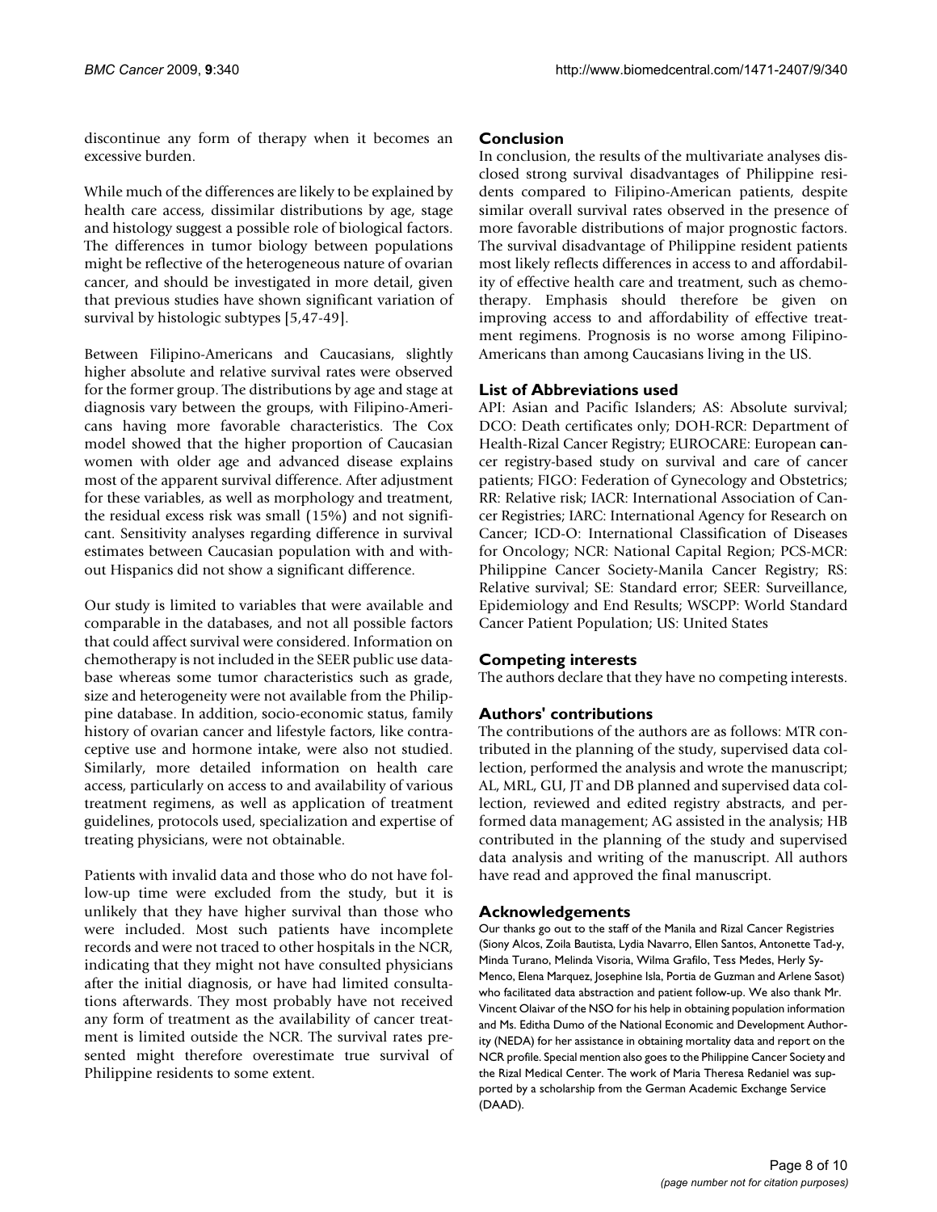discontinue any form of therapy when it becomes an excessive burden.

While much of the differences are likely to be explained by health care access, dissimilar distributions by age, stage and histology suggest a possible role of biological factors. The differences in tumor biology between populations might be reflective of the heterogeneous nature of ovarian cancer, and should be investigated in more detail, given that previous studies have shown significant variation of survival by histologic subtypes [5,47-49].

Between Filipino-Americans and Caucasians, slightly higher absolute and relative survival rates were observed for the former group. The distributions by age and stage at diagnosis vary between the groups, with Filipino-Americans having more favorable characteristics. The Cox model showed that the higher proportion of Caucasian women with older age and advanced disease explains most of the apparent survival difference. After adjustment for these variables, as well as morphology and treatment, the residual excess risk was small (15%) and not significant. Sensitivity analyses regarding difference in survival estimates between Caucasian population with and without Hispanics did not show a significant difference.

Our study is limited to variables that were available and comparable in the databases, and not all possible factors that could affect survival were considered. Information on chemotherapy is not included in the SEER public use database whereas some tumor characteristics such as grade, size and heterogeneity were not available from the Philippine database. In addition, socio-economic status, family history of ovarian cancer and lifestyle factors, like contraceptive use and hormone intake, were also not studied. Similarly, more detailed information on health care access, particularly on access to and availability of various treatment regimens, as well as application of treatment guidelines, protocols used, specialization and expertise of treating physicians, were not obtainable.

Patients with invalid data and those who do not have follow-up time were excluded from the study, but it is unlikely that they have higher survival than those who were included. Most such patients have incomplete records and were not traced to other hospitals in the NCR, indicating that they might not have consulted physicians after the initial diagnosis, or have had limited consultations afterwards. They most probably have not received any form of treatment as the availability of cancer treatment is limited outside the NCR. The survival rates presented might therefore overestimate true survival of Philippine residents to some extent.

## Conclusion

In conclusion, the results of the multivariate analyses disclosed strong survival disadvantages of Philippine residents compared to Filipino-American patients, despite similar overall survival rates observed in the presence of more favorable distributions of major prognostic factors. The survival disadvantage of Philippine resident patients most likely reflects differences in access to and affordability of effective health care and treatment, such as chemotherapy. Emphasis should therefore be given on improving access to and affordability of effective treatment regimens. Prognosis is no worse among Filipino-Americans than among Caucasians living in the US.

## List of Abbreviations used

API: Asian and Pacific Islanders; AS: Absolute survival; DCO: Death certificates only; DOH-RCR: Department of Health-Rizal Cancer Registry; EUROCARE: European cancer registry-based study on survival and care of cancer patients; FIGO: Federation of Gynecology and Obstetrics; RR: Relative risk; IACR: International Association of Cancer Registries; IARC: International Agency for Research on Cancer; ICD-O: International Classification of Diseases for Oncology; NCR: National Capital Region; PCS-MCR: Philippine Cancer Society-Manila Cancer Registry; RS: Relative survival; SE: Standard error; SEER: Surveillance, Epidemiology and End Results; WSCPP: World Standard Cancer Patient Population; US: United States

## Competing interests

The authors declare that they have no competing interests.

## Authors' contributions

The contributions of the authors are as follows: MTR contributed in the planning of the study, supervised data collection, performed the analysis and wrote the manuscript; AL, MRL, GU, JT and DB planned and supervised data collection, reviewed and edited registry abstracts, and performed data management; AG assisted in the analysis; HB contributed in the planning of the study and supervised data analysis and writing of the manuscript. All authors have read and approved the final manuscript.

## Acknowledgements

Our thanks go out to the staff of the Manila and Rizal Cancer Registries (Siony Alcos, Zoila Bautista, Lydia Navarro, Ellen Santos, Antonette Tad-y, Minda Turano, Melinda Visoria, Wilma Grafilo, Tess Medes, Herly Sy-Menco, Elena Marquez, Josephine Isla, Portia de Guzman and Arlene Sasot) who facilitated data abstraction and patient follow-up. We also thank Mr. Vincent Olaivar of the NSO for his help in obtaining population information and Ms. Editha Dumo of the National Economic and Development Authority (NEDA) for her assistance in obtaining mortality data and report on the NCR profile. Special mention also goes to the Philippine Cancer Society and the Rizal Medical Center. The work of Maria Theresa Redaniel was supported by a scholarship from the German Academic Exchange Service (DAAD).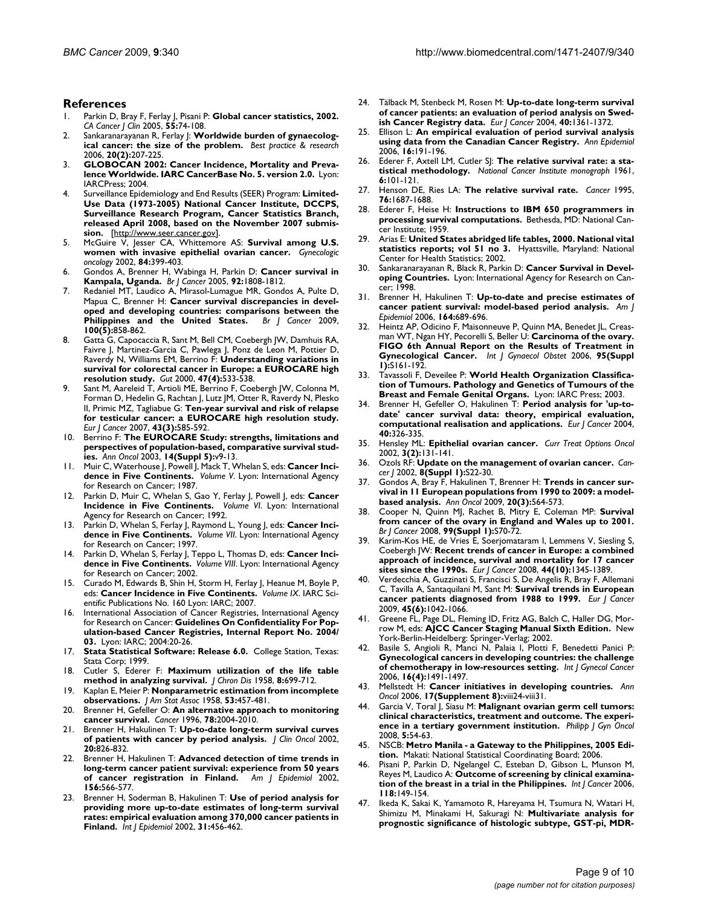## References

1. Parkin D, Bray F, Ferlay J, Pisani P: **Global cancer statistics, 2002.** *CA Cancer J Clin* 2005, **55:**74-108.
2. Sankaranarayanan R, Ferlay J: **Worldwide burden of gynaecological cancer: the size of the problem.** *Best practice & research* 2006, **20(2):**207-225.
3. **GLOBOCAN 2002: Cancer Incidence, Mortality and Prevalence Worldwide. IARC CancerBase No. 5. version 2.0.** Lyon: IARCPress; 2004.
4. Surveillance Epidemiology and End Results (SEER) Program: **Limited-Use Data (1973-2005) National Cancer Institute, DCCPS, Surveillance Research Program, Cancer Statistics Branch, released April 2008, based on the November 2007 submission.** [http://www.seer.cancer.gov].
5. McGuire V, Jesser CA, Whittemore AS: **Survival among U.S. women with invasive epithelial ovarian cancer.** *Gynecologic oncology* 2002, **84:**399-403.
6. Gondos A, Brenner H, Wabinga H, Parkin D: **Cancer survival in Kampala, Uganda.** *Br J Cancer* 2005, **92:**1808-1812.
7. Redaniel MT, Laudico A, Mirasol-Lumague MR, Gondos A, Pulte D, Mapua C, Brenner H: **Cancer survival discrepancies in developed and developing countries: comparisons between the Philippines and the United States.** *Br J Cancer* 2009, **100(5):**858-862.
8. Gatta G, Capocaccia R, Sant M, Bell CM, Coebergh JW, Damhuis RA, Faivre J, Martinez-Garcia C, Pawlega J, Ponz de Leon M, Pottier D, Raverdy N, Williams EM, Berrino F: **Understanding variations in survival for colorectal cancer in Europe: a EUROCARE high resolution study.** *Gut* 2000, **47(4):**533-538.
9. Sant M, Aareleid T, Artioli ME, Berrino F, Coebergh JW, Colonna M, Forman D, Hedelin G, Rachtan J, Lutz JM, Otter R, Raverdy N, Plesko II, Primic MZ, Tagliabue G: **Ten-year survival and risk of relapse for testicular cancer: a EUROCARE high resolution study.** *Eur J Cancer* 2007, **43(3):**585-592.
10. Berrino F: **The EUROCARE Study: strengths, limitations and perspectives of population-based, comparative survival studies.** *Ann Oncol* 2003, **14(Suppl 5):**v9-13.
11. Muir C, Waterhouse J, Powell J, Mack T, Whelan S, eds: **Cancer Incidence in Five Continents.** *Volume V*. Lyon: International Agency for Research on Cancer; 1987.
12. Parkin D, Muir C, Whelan S, Gao Y, Ferlay J, Powell J, eds: **Cancer Incidence in Five Continents.** *Volume VI*. Lyon: International Agency for Research on Cancer; 1992.
13. Parkin D, Whelan S, Ferlay J, Raymond L, Young J, eds: **Cancer Incidence in Five Continents.** *Volume VII*. Lyon: International Agency for Research on Cancer; 1997.
14. Parkin D, Whelan S, Ferlay J, Teppo L, Thomas D, eds: **Cancer Incidence in Five Continents.** *Volume VIII*. Lyon: International Agency for Research on Cancer; 2002.
15. Curado M, Edwards B, Shin H, Storm H, Ferlay J, Heanue M, Boyle P, eds: **Cancer Incidence in Five Continents.** *Volume IX*. IARC Scientific Publications No. 160 Lyon: IARC; 2007.
16. International Association of Cancer Registries, International Agency for Research on Cancer: **Guidelines On Confidentiality For Population-based Cancer Registries, Internal Report No. 2004/03.** Lyon: IARC; 2004:20-26.
17. **Stata Statistical Software: Release 6.0.** College Station, Texas: Stata Corp; 1999.
18. Cutler S, Ederer F: **Maximum utilization of the life table method in analyzing survival.** *J Chron Dis* 1958, **8:**699-712.
19. Kaplan E, Meier P: **Nonparametric estimation from incomplete observations.** *J Am Stat Assoc* 1958, **53:**457-481.
20. Brenner H, Gefeller O: **An alternative approach to monitoring cancer survival.** *Cancer* 1996, **78:**2004-2010.
21. Brenner H, Hakulinen T: **Up-to-date long-term survival curves of patients with cancer by period analysis.** *J Clin Oncol* 2002, **20:**826-832.
22. Brenner H, Hakulinen T: **Advanced detection of time trends in long-term cancer patient survival: experience from 50 years of cancer registration in Finland.** *Am J Epidemiol* 2002, **156:**566-577.
23. Brenner H, Soderman B, Hakulinen T: **Use of period analysis for providing more up-to-date estimates of long-term survival rates: empirical evaluation among 370,000 cancer patients in Finland.** *Int J Epidemiol* 2002, **31:**456-462.
24. Tälback M, Stenbeck M, Rosen M: **Up-to-date long-term survival of cancer patients: an evaluation of period analysis on Swedish Cancer Registry data.** *Eur J Cancer* 2004, **40:**1361-1372.
25. Ellison L: **An empirical evaluation of period survival analysis using data from the Canadian Cancer Registry.** *Ann Epidemiol* 2006, **16:**191-196.
26. Ederer F, Axtell LM, Cutler SJ: **The relative survival rate: a statistical methodology.** *National Cancer Institute monograph* 1961, **6:**101-121.
27. Henson DE, Ries LA: **The relative survival rate.** *Cancer* 1995, **76:**1687-1688.
28. Ederer F, Heise H: **Instructions to IBM 650 programmers in processing survival computations.** Bethesda, MD: National Cancer Institute; 1959.
29. Arias E: **United States abridged life tables, 2000. National vital statistics reports; vol 51 no 3.** Hyattsville, Maryland: National Center for Health Statistics; 2002.
30. Sankaranarayanan R, Black R, Parkin D: **Cancer Survival in Developing Countries.** Lyon: International Agency for Research on Cancer; 1998.
31. Brenner H, Hakulinen T: **Up-to-date and precise estimates of cancer patient survival: model-based period analysis.** *Am J Epidemiol* 2006, **164:**689-696.
32. Heintz AP, Odicino F, Maisonneuve P, Quinn MA, Benedet JL, Creasman WT, Ngan HY, Pecorelli S, Beller U: **Carcinoma of the ovary. FIGO 6th Annual Report on the Results of Treatment in Gynecological Cancer.** *Int J Gynaecol Obstet* 2006, **95(Suppl 1):**S161-192.
33. Tavassoli F, Deveilee P: **World Health Organization Classification of Tumours. Pathology and Genetics of Tumours of the Breast and Female Genital Organs.** Lyon: IARC Press; 2003.
34. Brenner H, Gefeller O, Hakulinen T: **Period analysis for 'up-to-date' cancer survival data: theory, empirical evaluation, computational realisation and applications.** *Eur J Cancer* 2004, **40:**326-335.
35. Hensley ML: **Epithelial ovarian cancer.** *Curr Treat Options Oncol* 2002, **3(2):**131-141.
36. Ozols RF: **Update on the management of ovarian cancer.** *Cancer J* 2002, **8(Suppl 1):**S22-30.
37. Gondos A, Bray F, Hakulinen T, Brenner H: **Trends in cancer survival in 11 European populations from 1990 to 2009: a model-based analysis.** *Ann Oncol* 2009, **20(3):**564-573.
38. Cooper N, Quinn MJ, Rachet B, Mitry E, Coleman MP: **Survival from cancer of the ovary in England and Wales up to 2001.** *Br J Cancer* 2008, **99(Suppl 1):**S70-72.
39. Karim-Kos HE, de Vries E, Soerjomataram I, Lemmens V, Siesling S, Coebergh JW: **Recent trends of cancer in Europe: a combined approach of incidence, survival and mortality for 17 cancer sites since the 1990s.** *Eur J Cancer* 2008, **44(10):**1345-1389.
40. Verdecchia A, Guzzinati S, Francisci S, De Angelis R, Bray F, Allemani C, Tavilla A, Santaquilani M, Sant M: **Survival trends in European cancer patients diagnosed from 1988 to 1999.** *Eur J Cancer* 2009, **45(6):**1042-1066.
41. Greene FL, Page DL, Fleming ID, Fritz AG, Balch C, Haller DG, Morrow M, eds: **AJCC Cancer Staging Manual Sixth Edition.** New York-Berlin-Heidelberg: Springer-Verlag; 2002.
42. Basile S, Angioli R, Manci N, Palaia I, Plotti F, Benedetti Panici P: **Gynecological cancers in developing countries: the challenge of chemotherapy in low-resources setting.** *Int J Gynecol Cancer* 2006, **16(4):**1491-1497.
43. Mellstedt H: **Cancer initiatives in developing countries.** *Ann Oncol* 2006, **17(Supplement 8):**viii24-viii31.
44. Garcia V, Toral J, Siasu M: **Malignant ovarian germ cell tumors: clinical characteristics, treatment and outcome. The experience in a tertiary government institution.** *Philipp J Gyn Oncol* 2008, **5:**54-63.
45. NSCB: **Metro Manila - a Gateway to the Philippines, 2005 Edition.** Makati: National Statistical Coordinating Board; 2006.
46. Pisani P, Parkin D, Ngelangel C, Esteban D, Gibson L, Munson M, Reyes M, Laudico A: **Outcome of screening by clinical examination of the breast in a trial in the Philippines.** *Int J Cancer* 2006, **118:**149-154.
47. Ikeda K, Sakai K, Yamamoto R, Hareyama H, Tsumura N, Watari H, Shimizu M, Minakami H, Sakurai N: **Multivariate analysis for prognostic significance of histologic subtype, GST-pi, MDR-**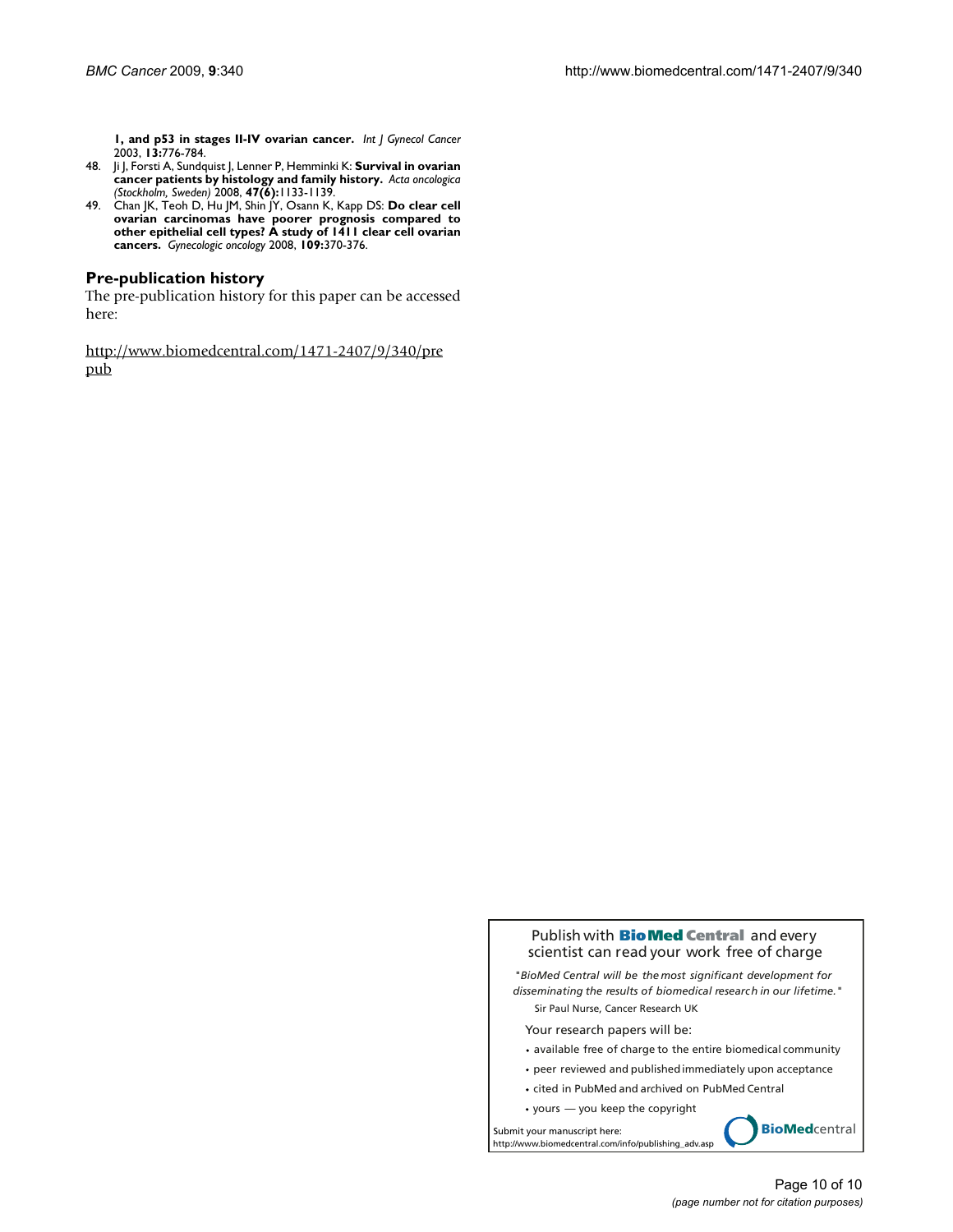1, and p53 in stages II-IV ovarian cancer.** *Int J Gynecol Cancer* 2003, **13:**776-784.

48. Ji J, Forsti A, Sundquist J, Lenner P, Hemminki K: **Survival in ovarian cancer patients by histology and family history.** *Acta oncologica (Stockholm, Sweden)* 2008, **47(6):**1133-1139.
49. Chan JK, Teoh D, Hu JM, Shin JY, Osann K, Kapp DS: **Do clear cell ovarian carcinomas have poorer prognosis compared to other epithelial cell types? A study of 1411 clear cell ovarian cancers.** *Gynecologic oncology* 2008, **109:**370-376.

## Pre-publication history

The pre-publication history for this paper can be accessed here:

http://www.biomedcentral.com/1471-2407/9/340/prepub

Publish with **BioMed Central** and every scientist can read your work free of charge

*"BioMed Central will be the most significant development for disseminating the results of biomedical research in our lifetime."*
Sir Paul Nurse, Cancer Research UK

Your research papers will be:

- available free of charge to the entire biomedical community
- peer reviewed and published immediately upon acceptance
- cited in PubMed and archived on PubMed Central
- yours — you keep the copyright

Submit your manuscript here:
http://www.biomedcentral.com/info/publishing_adv.asp

**BioMed**central